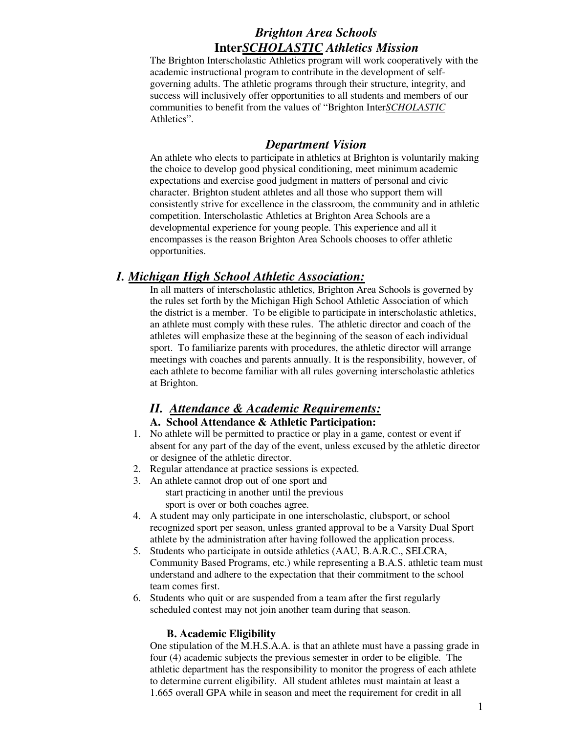# *Brighton Area Schools*
# **Inter*<u>SCHOLASTIC</u>* *Athletics Mission***

The Brighton Interscholastic Athletics program will work cooperatively with the academic instructional program to contribute in the development of self-governing adults. The athletic programs through their structure, integrity, and success will inclusively offer opportunities to all students and members of our communities to benefit from the values of "Brighton Inter*<u>SCHOLASTIC</u>* Athletics".

## *Department Vision*

An athlete who elects to participate in athletics at Brighton is voluntarily making the choice to develop good physical conditioning, meet minimum academic expectations and exercise good judgment in matters of personal and civic character. Brighton student athletes and all those who support them will consistently strive for excellence in the classroom, the community and in athletic competition. Interscholastic Athletics at Brighton Area Schools are a developmental experience for young people. This experience and all it encompasses is the reason Brighton Area Schools chooses to offer athletic opportunities.

## *I. <u>Michigan High School Athletic Association:</u>*

In all matters of interscholastic athletics, Brighton Area Schools is governed by the rules set forth by the Michigan High School Athletic Association of which the district is a member. To be eligible to participate in interscholastic athletics, an athlete must comply with these rules. The athletic director and coach of the athletes will emphasize these at the beginning of the season of each individual sport. To familiarize parents with procedures, the athletic director will arrange meetings with coaches and parents annually. It is the responsibility, however, of each athlete to become familiar with all rules governing interscholastic athletics at Brighton.

## *II. <u>Attendance & Academic Requirements:</u>*

### A. School Attendance & Athletic Participation:

1. No athlete will be permitted to practice or play in a game, contest or event if absent for any part of the day of the event, unless excused by the athletic director or designee of the athletic director.
2. Regular attendance at practice sessions is expected.
3. An athlete cannot drop out of one sport and start practicing in another until the previous sport is over or both coaches agree.
4. A student may only participate in one interscholastic, clubsport, or school recognized sport per season, unless granted approval to be a Varsity Dual Sport athlete by the administration after having followed the application process.
5. Students who participate in outside athletics (AAU, B.A.R.C., SELCRA, Community Based Programs, etc.) while representing a B.A.S. athletic team must understand and adhere to the expectation that their commitment to the school team comes first.
6. Students who quit or are suspended from a team after the first regularly scheduled contest may not join another team during that season.

### B. Academic Eligibility

One stipulation of the M.H.S.A.A. is that an athlete must have a passing grade in four (4) academic subjects the previous semester in order to be eligible. The athletic department has the responsibility to monitor the progress of each athlete to determine current eligibility. All student athletes must maintain at least a 1.665 overall GPA while in season and meet the requirement for credit in all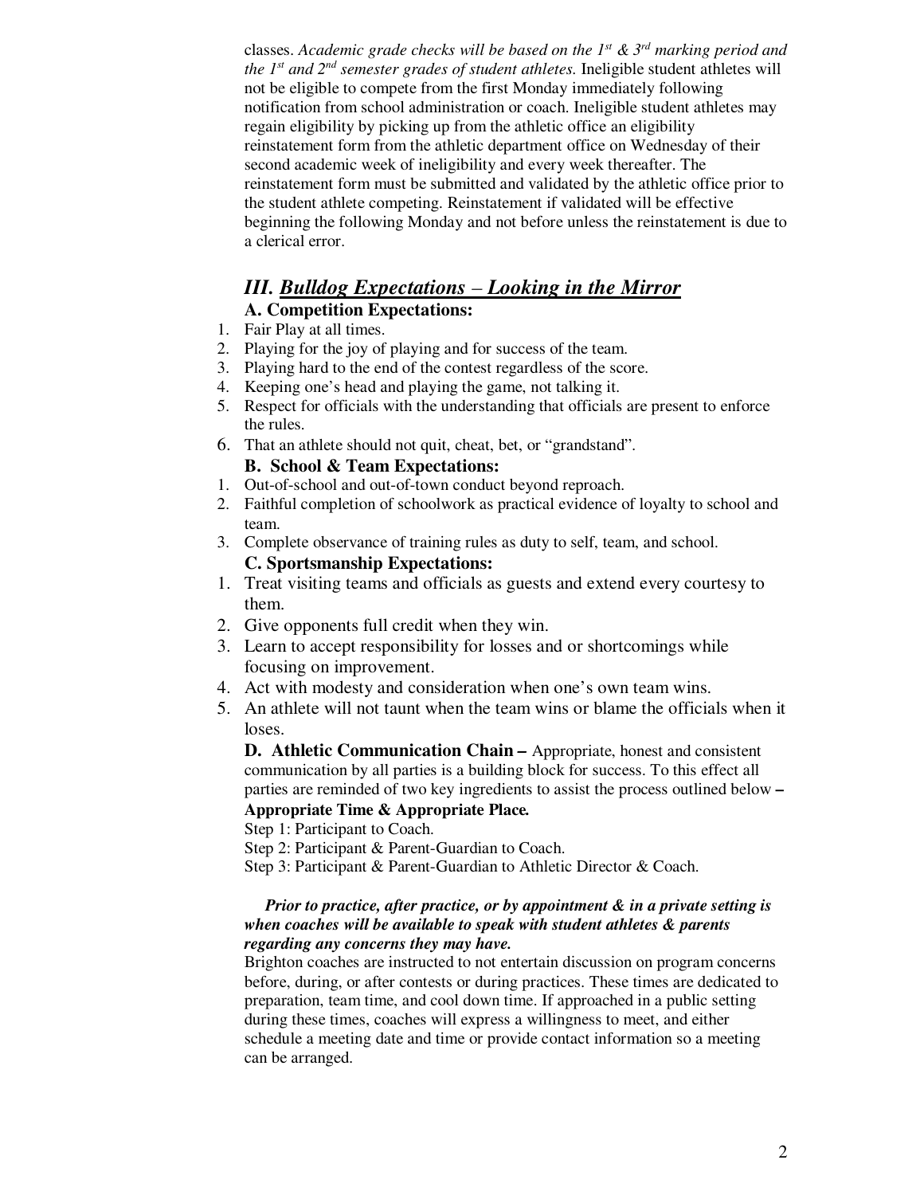classes. *Academic grade checks will be based on the 1st & 3rd marking period and the 1st and 2nd semester grades of student athletes.* Ineligible student athletes will not be eligible to compete from the first Monday immediately following notification from school administration or coach. Ineligible student athletes may regain eligibility by picking up from the athletic office an eligibility reinstatement form from the athletic department office on Wednesday of their second academic week of ineligibility and every week thereafter. The reinstatement form must be submitted and validated by the athletic office prior to the student athlete competing. Reinstatement if validated will be effective beginning the following Monday and not before unless the reinstatement is due to a clerical error.

## *III. Bulldog Expectations – Looking in the Mirror*

### A. Competition Expectations:

1. Fair Play at all times.
2. Playing for the joy of playing and for success of the team.
3. Playing hard to the end of the contest regardless of the score.
4. Keeping one's head and playing the game, not talking it.
5. Respect for officials with the understanding that officials are present to enforce the rules.
6. That an athlete should not quit, cheat, bet, or "grandstand".

### B. School & Team Expectations:

1. Out-of-school and out-of-town conduct beyond reproach.
2. Faithful completion of schoolwork as practical evidence of loyalty to school and team.
3. Complete observance of training rules as duty to self, team, and school.

### C. Sportsmanship Expectations:

1. Treat visiting teams and officials as guests and extend every courtesy to them.
2. Give opponents full credit when they win.
3. Learn to accept responsibility for losses and or shortcomings while focusing on improvement.
4. Act with modesty and consideration when one's own team wins.
5. An athlete will not taunt when the team wins or blame the officials when it loses.

**D. Athletic Communication Chain –** Appropriate, honest and consistent communication by all parties is a building block for success. To this effect all parties are reminded of two key ingredients to assist the process outlined below **– Appropriate Time & Appropriate Place.**

Step 1: Participant to Coach.
Step 2: Participant & Parent-Guardian to Coach.
Step 3: Participant & Parent-Guardian to Athletic Director & Coach.

***Prior to practice, after practice, or by appointment & in a private setting is when coaches will be available to speak with student athletes & parents regarding any concerns they may have.***

Brighton coaches are instructed to not entertain discussion on program concerns before, during, or after contests or during practices. These times are dedicated to preparation, team time, and cool down time. If approached in a public setting during these times, coaches will express a willingness to meet, and either schedule a meeting date and time or provide contact information so a meeting can be arranged.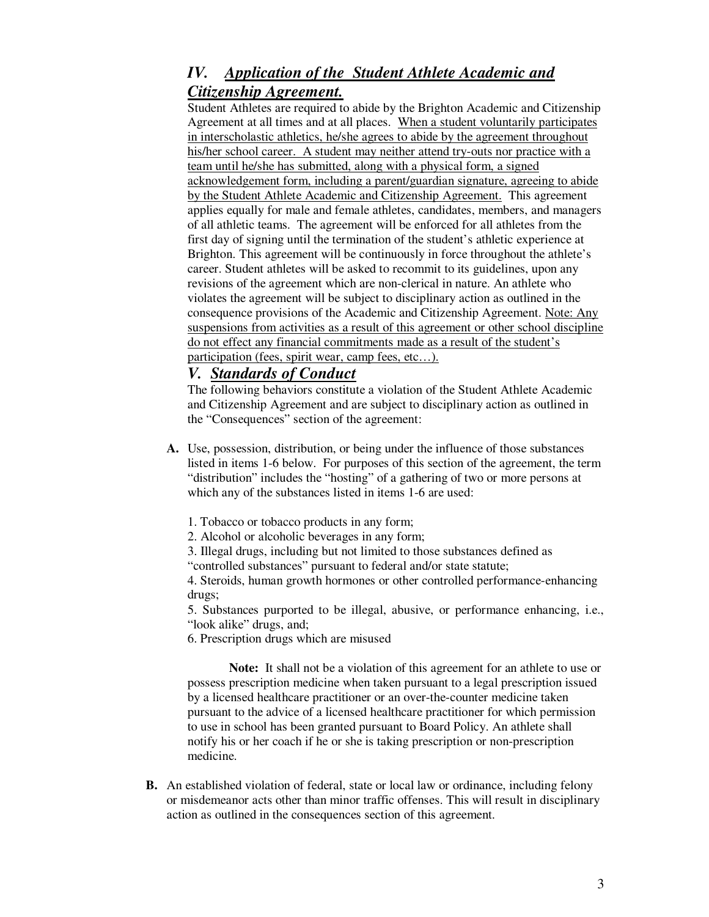## *IV. Application of the Student Athlete Academic and Citizenship Agreement.*

Student Athletes are required to abide by the Brighton Academic and Citizenship Agreement at all times and at all places. <u>When a student voluntarily participates in interscholastic athletics, he/she agrees to abide by the agreement throughout his/her school career. A student may neither attend try-outs nor practice with a team until he/she has submitted, along with a physical form, a signed acknowledgement form, including a parent/guardian signature, agreeing to abide by the Student Athlete Academic and Citizenship Agreement.</u> This agreement applies equally for male and female athletes, candidates, members, and managers of all athletic teams. The agreement will be enforced for all athletes from the first day of signing until the termination of the student's athletic experience at Brighton. This agreement will be continuously in force throughout the athlete's career. Student athletes will be asked to recommit to its guidelines, upon any revisions of the agreement which are non-clerical in nature. An athlete who violates the agreement will be subject to disciplinary action as outlined in the consequence provisions of the Academic and Citizenship Agreement. <u>Note: Any suspensions from activities as a result of this agreement or other school discipline do not effect any financial commitments made as a result of the student's participation (fees, spirit wear, camp fees, etc…).</u>

## *V. Standards of Conduct*

The following behaviors constitute a violation of the Student Athlete Academic and Citizenship Agreement and are subject to disciplinary action as outlined in the "Consequences" section of the agreement:

**A.** Use, possession, distribution, or being under the influence of those substances listed in items 1-6 below. For purposes of this section of the agreement, the term "distribution" includes the "hosting" of a gathering of two or more persons at which any of the substances listed in items 1-6 are used:

1. Tobacco or tobacco products in any form;
2. Alcohol or alcoholic beverages in any form;
3. Illegal drugs, including but not limited to those substances defined as "controlled substances" pursuant to federal and/or state statute;
4. Steroids, human growth hormones or other controlled performance-enhancing drugs;
5. Substances purported to be illegal, abusive, or performance enhancing, i.e., "look alike" drugs, and;
6. Prescription drugs which are misused

**Note:** It shall not be a violation of this agreement for an athlete to use or possess prescription medicine when taken pursuant to a legal prescription issued by a licensed healthcare practitioner or an over-the-counter medicine taken pursuant to the advice of a licensed healthcare practitioner for which permission to use in school has been granted pursuant to Board Policy. An athlete shall notify his or her coach if he or she is taking prescription or non-prescription medicine.

**B.** An established violation of federal, state or local law or ordinance, including felony or misdemeanor acts other than minor traffic offenses. This will result in disciplinary action as outlined in the consequences section of this agreement.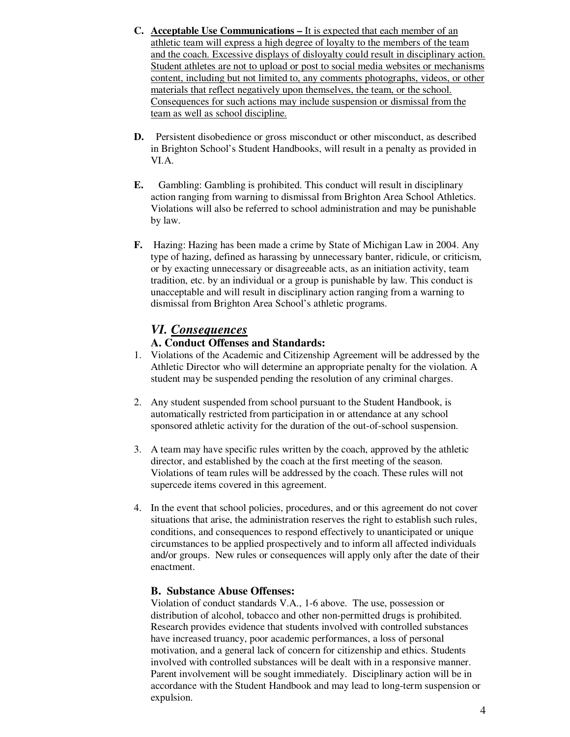C. **<u>Acceptable Use Communications –</u>** <u>It is expected that each member of an athletic team will express a high degree of loyalty to the members of the team and the coach. Excessive displays of disloyalty could result in disciplinary action. Student athletes are not to upload or post to social media websites or mechanisms content, including but not limited to, any comments photographs, videos, or other materials that reflect negatively upon themselves, the team, or the school. Consequences for such actions may include suspension or dismissal from the team as well as school discipline.</u>

D. Persistent disobedience or gross misconduct or other misconduct, as described in Brighton School's Student Handbooks, will result in a penalty as provided in VI.A.

E. Gambling: Gambling is prohibited. This conduct will result in disciplinary action ranging from warning to dismissal from Brighton Area School Athletics. Violations will also be referred to school administration and may be punishable by law.

F. Hazing: Hazing has been made a crime by State of Michigan Law in 2004. Any type of hazing, defined as harassing by unnecessary banter, ridicule, or criticism, or by exacting unnecessary or disagreeable acts, as an initiation activity, team tradition, etc. by an individual or a group is punishable by law. This conduct is unacceptable and will result in disciplinary action ranging from a warning to dismissal from Brighton Area School's athletic programs.

## *VI. <u>Consequences</u>*

### A. Conduct Offenses and Standards:

1. Violations of the Academic and Citizenship Agreement will be addressed by the Athletic Director who will determine an appropriate penalty for the violation. A student may be suspended pending the resolution of any criminal charges.

2. Any student suspended from school pursuant to the Student Handbook, is automatically restricted from participation in or attendance at any school sponsored athletic activity for the duration of the out-of-school suspension.

3. A team may have specific rules written by the coach, approved by the athletic director, and established by the coach at the first meeting of the season. Violations of team rules will be addressed by the coach. These rules will not supercede items covered in this agreement.

4. In the event that school policies, procedures, and or this agreement do not cover situations that arise, the administration reserves the right to establish such rules, conditions, and consequences to respond effectively to unanticipated or unique circumstances to be applied prospectively and to inform all affected individuals and/or groups. New rules or consequences will apply only after the date of their enactment.

### B. Substance Abuse Offenses:

Violation of conduct standards V.A., 1-6 above. The use, possession or distribution of alcohol, tobacco and other non-permitted drugs is prohibited. Research provides evidence that students involved with controlled substances have increased truancy, poor academic performances, a loss of personal motivation, and a general lack of concern for citizenship and ethics. Students involved with controlled substances will be dealt with in a responsive manner. Parent involvement will be sought immediately. Disciplinary action will be in accordance with the Student Handbook and may lead to long-term suspension or expulsion.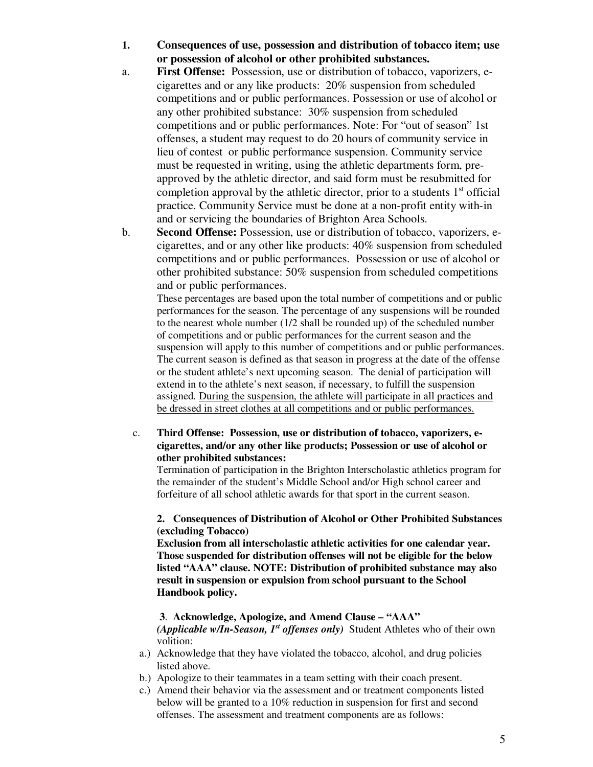**1. Consequences of use, possession and distribution of tobacco item; use or possession of alcohol or other prohibited substances.**

a. **First Offense:** Possession, use or distribution of tobacco, vaporizers, e-cigarettes and or any like products: 20% suspension from scheduled competitions and or public performances. Possession or use of alcohol or any other prohibited substance: 30% suspension from scheduled competitions and or public performances. Note: For "out of season" 1st offenses, a student may request to do 20 hours of community service in lieu of contest or public performance suspension. Community service must be requested in writing, using the athletic departments form, pre-approved by the athletic director, and said form must be resubmitted for completion approval by the athletic director, prior to a students 1st official practice. Community Service must be done at a non-profit entity with-in and or servicing the boundaries of Brighton Area Schools.

b. **Second Offense:** Possession, use or distribution of tobacco, vaporizers, e-cigarettes, and or any other like products: 40% suspension from scheduled competitions and or public performances. Possession or use of alcohol or other prohibited substance: 50% suspension from scheduled competitions and or public performances.

These percentages are based upon the total number of competitions and or public performances for the season. The percentage of any suspensions will be rounded to the nearest whole number (1/2 shall be rounded up) of the scheduled number of competitions and or public performances for the current season and the suspension will apply to this number of competitions and or public performances. The current season is defined as that season in progress at the date of the offense or the student athlete's next upcoming season. The denial of participation will extend in to the athlete's next season, if necessary, to fulfill the suspension assigned. <u>During the suspension, the athlete will participate in all practices and be dressed in street clothes at all competitions and or public performances.</u>

c. **Third Offense: Possession, use or distribution of tobacco, vaporizers, e-cigarettes, and/or any other like products; Possession or use of alcohol or other prohibited substances:**

Termination of participation in the Brighton Interscholastic athletics program for the remainder of the student's Middle School and/or High school career and forfeiture of all school athletic awards for that sport in the current season.

**2. Consequences of Distribution of Alcohol or Other Prohibited Substances (excluding Tobacco)**

**Exclusion from all interscholastic athletic activities for one calendar year. Those suspended for distribution offenses will not be eligible for the below listed "AAA" clause. NOTE: Distribution of prohibited substance may also result in suspension or expulsion from school pursuant to the School Handbook policy.**

**3. Acknowledge, Apologize, and Amend Clause – "AAA"**

***(Applicable w/In-Season, 1st offenses only)*** Student Athletes who of their own volition:

a.) Acknowledge that they have violated the tobacco, alcohol, and drug policies listed above.

b.) Apologize to their teammates in a team setting with their coach present.

c.) Amend their behavior via the assessment and or treatment components listed below will be granted to a 10% reduction in suspension for first and second offenses. The assessment and treatment components are as follows: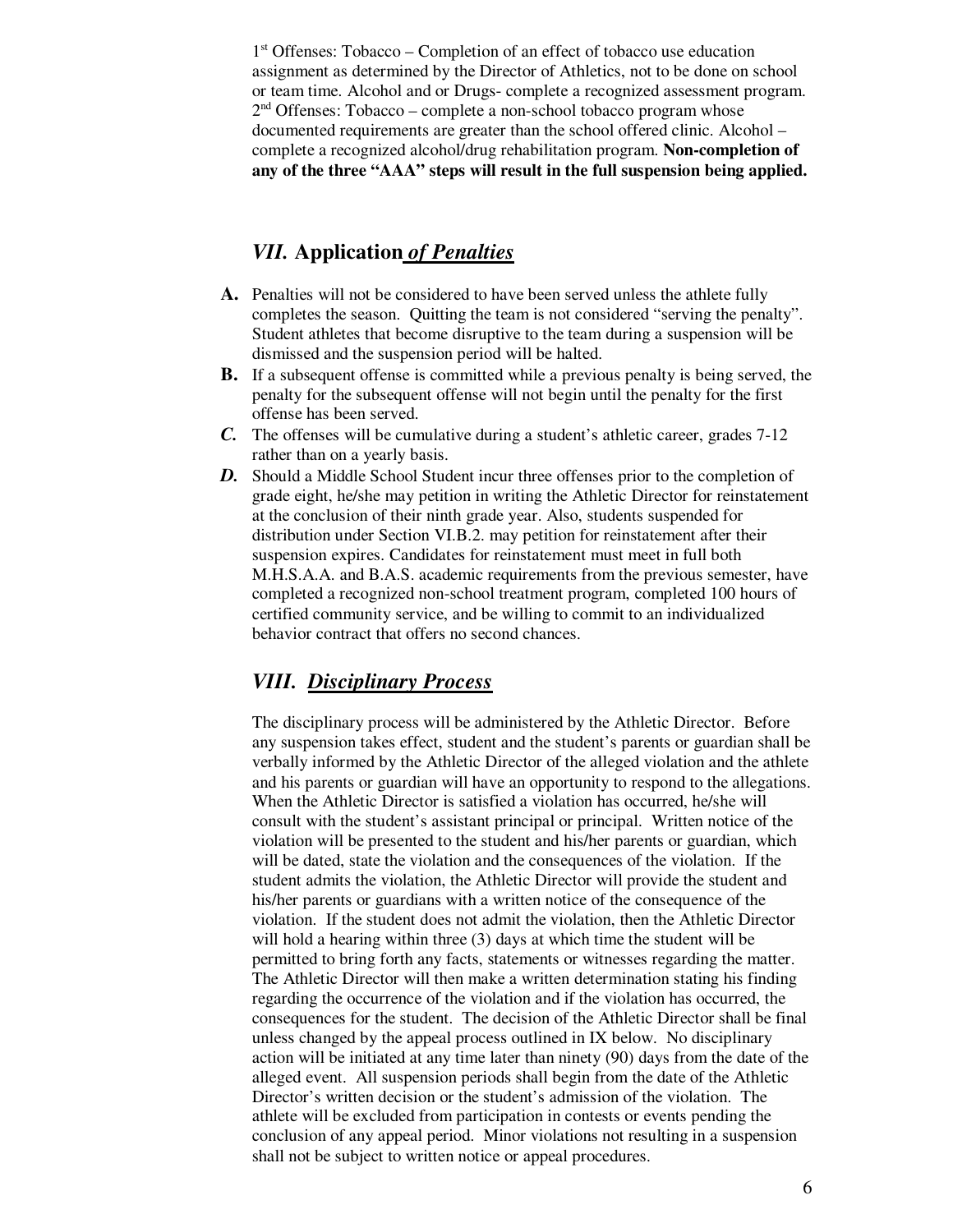1st Offenses: Tobacco – Completion of an effect of tobacco use education assignment as determined by the Director of Athletics, not to be done on school or team time. Alcohol and or Drugs- complete a recognized assessment program. 2nd Offenses: Tobacco – complete a non-school tobacco program whose documented requirements are greater than the school offered clinic. Alcohol – complete a recognized alcohol/drug rehabilitation program. **Non-completion of any of the three "AAA" steps will result in the full suspension being applied.**

## *VII.* **Application** ***<u>of Penalties</u>***

**A.** Penalties will not be considered to have been served unless the athlete fully completes the season. Quitting the team is not considered "serving the penalty". Student athletes that become disruptive to the team during a suspension will be dismissed and the suspension period will be halted.

**B.** If a subsequent offense is committed while a previous penalty is being served, the penalty for the subsequent offense will not begin until the penalty for the first offense has been served.

***C.*** The offenses will be cumulative during a student's athletic career, grades 7-12 rather than on a yearly basis.

***D.*** Should a Middle School Student incur three offenses prior to the completion of grade eight, he/she may petition in writing the Athletic Director for reinstatement at the conclusion of their ninth grade year. Also, students suspended for distribution under Section VI.B.2. may petition for reinstatement after their suspension expires. Candidates for reinstatement must meet in full both M.H.S.A.A. and B.A.S. academic requirements from the previous semester, have completed a recognized non-school treatment program, completed 100 hours of certified community service, and be willing to commit to an individualized behavior contract that offers no second chances.

## *VIII. <u>Disciplinary Process</u>*

The disciplinary process will be administered by the Athletic Director. Before any suspension takes effect, student and the student's parents or guardian shall be verbally informed by the Athletic Director of the alleged violation and the athlete and his parents or guardian will have an opportunity to respond to the allegations. When the Athletic Director is satisfied a violation has occurred, he/she will consult with the student's assistant principal or principal. Written notice of the violation will be presented to the student and his/her parents or guardian, which will be dated, state the violation and the consequences of the violation. If the student admits the violation, the Athletic Director will provide the student and his/her parents or guardians with a written notice of the consequence of the violation. If the student does not admit the violation, then the Athletic Director will hold a hearing within three (3) days at which time the student will be permitted to bring forth any facts, statements or witnesses regarding the matter. The Athletic Director will then make a written determination stating his finding regarding the occurrence of the violation and if the violation has occurred, the consequences for the student. The decision of the Athletic Director shall be final unless changed by the appeal process outlined in IX below. No disciplinary action will be initiated at any time later than ninety (90) days from the date of the alleged event. All suspension periods shall begin from the date of the Athletic Director's written decision or the student's admission of the violation. The athlete will be excluded from participation in contests or events pending the conclusion of any appeal period. Minor violations not resulting in a suspension shall not be subject to written notice or appeal procedures.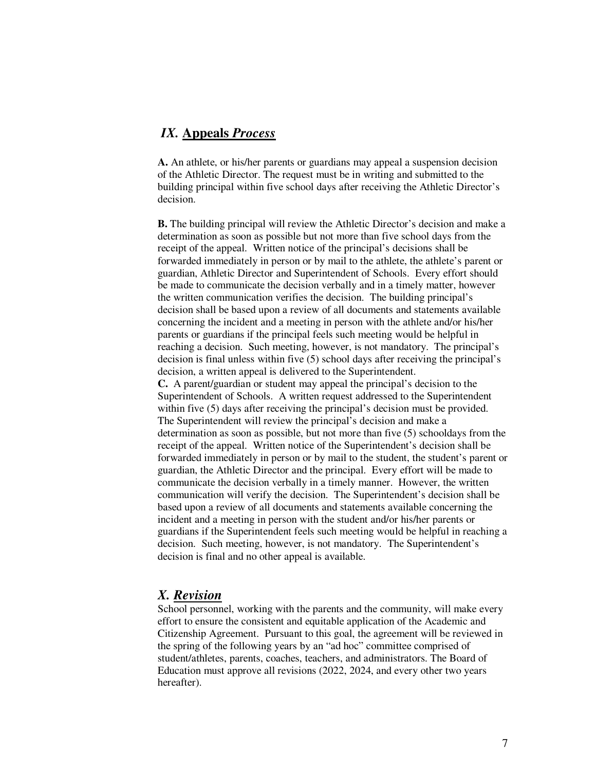## *IX.* **Appeals *Process***

**A.** An athlete, or his/her parents or guardians may appeal a suspension decision of the Athletic Director. The request must be in writing and submitted to the building principal within five school days after receiving the Athletic Director's decision.

**B.** The building principal will review the Athletic Director's decision and make a determination as soon as possible but not more than five school days from the receipt of the appeal. Written notice of the principal's decisions shall be forwarded immediately in person or by mail to the athlete, the athlete's parent or guardian, Athletic Director and Superintendent of Schools. Every effort should be made to communicate the decision verbally and in a timely matter, however the written communication verifies the decision. The building principal's decision shall be based upon a review of all documents and statements available concerning the incident and a meeting in person with the athlete and/or his/her parents or guardians if the principal feels such meeting would be helpful in reaching a decision. Such meeting, however, is not mandatory. The principal's decision is final unless within five (5) school days after receiving the principal's decision, a written appeal is delivered to the Superintendent.

**C.** A parent/guardian or student may appeal the principal's decision to the Superintendent of Schools. A written request addressed to the Superintendent within five (5) days after receiving the principal's decision must be provided. The Superintendent will review the principal's decision and make a determination as soon as possible, but not more than five (5) schooldays from the receipt of the appeal. Written notice of the Superintendent's decision shall be forwarded immediately in person or by mail to the student, the student's parent or guardian, the Athletic Director and the principal. Every effort will be made to communicate the decision verbally in a timely manner. However, the written communication will verify the decision. The Superintendent's decision shall be based upon a review of all documents and statements available concerning the incident and a meeting in person with the student and/or his/her parents or guardians if the Superintendent feels such meeting would be helpful in reaching a decision. Such meeting, however, is not mandatory. The Superintendent's decision is final and no other appeal is available.

## *X. Revision*

School personnel, working with the parents and the community, will make every effort to ensure the consistent and equitable application of the Academic and Citizenship Agreement. Pursuant to this goal, the agreement will be reviewed in the spring of the following years by an "ad hoc" committee comprised of student/athletes, parents, coaches, teachers, and administrators. The Board of Education must approve all revisions (2022, 2024, and every other two years hereafter).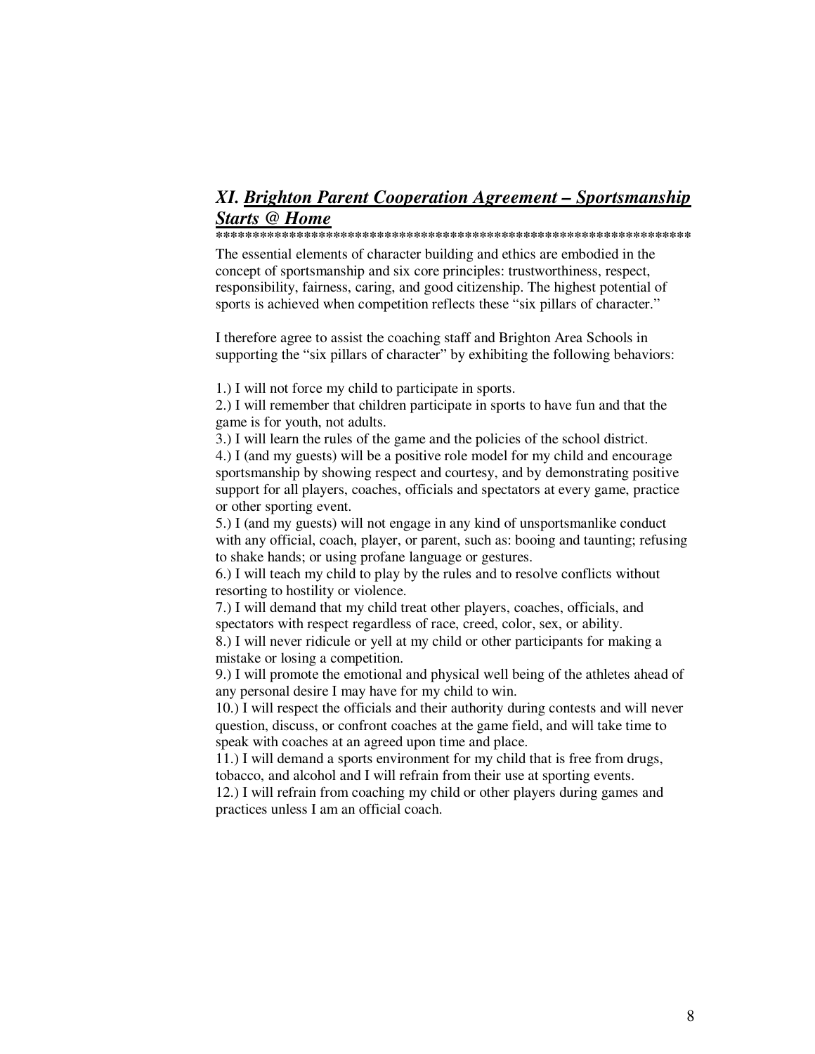## *XI. Brighton Parent Cooperation Agreement – Sportsmanship Starts @ Home*

******************************************************************

The essential elements of character building and ethics are embodied in the concept of sportsmanship and six core principles: trustworthiness, respect, responsibility, fairness, caring, and good citizenship. The highest potential of sports is achieved when competition reflects these "six pillars of character."

I therefore agree to assist the coaching staff and Brighton Area Schools in supporting the "six pillars of character" by exhibiting the following behaviors:

1.) I will not force my child to participate in sports.
2.) I will remember that children participate in sports to have fun and that the game is for youth, not adults.
3.) I will learn the rules of the game and the policies of the school district.
4.) I (and my guests) will be a positive role model for my child and encourage sportsmanship by showing respect and courtesy, and by demonstrating positive support for all players, coaches, officials and spectators at every game, practice or other sporting event.
5.) I (and my guests) will not engage in any kind of unsportsmanlike conduct with any official, coach, player, or parent, such as: booing and taunting; refusing to shake hands; or using profane language or gestures.
6.) I will teach my child to play by the rules and to resolve conflicts without resorting to hostility or violence.
7.) I will demand that my child treat other players, coaches, officials, and spectators with respect regardless of race, creed, color, sex, or ability.
8.) I will never ridicule or yell at my child or other participants for making a mistake or losing a competition.
9.) I will promote the emotional and physical well being of the athletes ahead of any personal desire I may have for my child to win.
10.) I will respect the officials and their authority during contests and will never question, discuss, or confront coaches at the game field, and will take time to speak with coaches at an agreed upon time and place.
11.) I will demand a sports environment for my child that is free from drugs, tobacco, and alcohol and I will refrain from their use at sporting events.
12.) I will refrain from coaching my child or other players during games and practices unless I am an official coach.